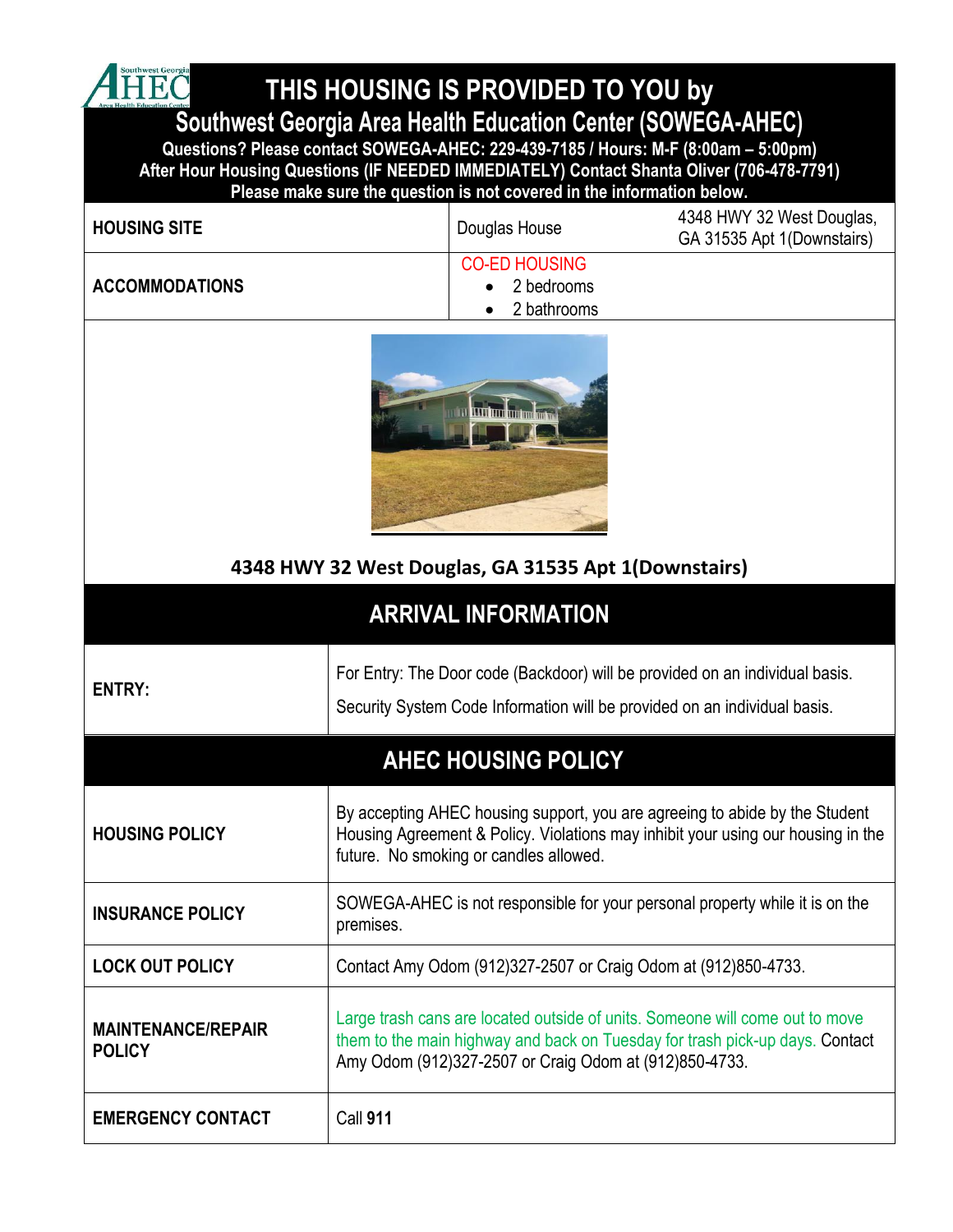# THIS HOUSING IS PROVIDED TO YOU by

## Southwest Georgia Area Health Education Center (SOWEGA-AHEC)

**Questions? Please contact SOWEGA-AHEC: 229-439-7185 / Hours: M-F (8:00am – 5:00pm)**
**After Hour Housing Questions (IF NEEDED IMMEDIATELY) Contact Shanta Oliver (706-478-7791)**
**Please make sure the question is not covered in the information below.**

| | | |
|---|---|---|
| **HOUSING SITE** | Douglas House | 4348 HWY 32 West Douglas, GA 31535 Apt 1(Downstairs) |
| **ACCOMMODATIONS** | CO-ED HOUSING<br>• 2 bedrooms<br>• 2 bathrooms | |

**4348 HWY 32 West Douglas, GA 31535 Apt 1(Downstairs)**

## ARRIVAL INFORMATION

| | |
|---|---|
| **ENTRY:** | For Entry: The Door code (Backdoor) will be provided on an individual basis.<br>Security System Code Information will be provided on an individual basis. |

## AHEC HOUSING POLICY

| | |
|---|---|
| **HOUSING POLICY** | By accepting AHEC housing support, you are agreeing to abide by the Student Housing Agreement & Policy. Violations may inhibit your using our housing in the future. No smoking or candles allowed. |
| **INSURANCE POLICY** | SOWEGA-AHEC is not responsible for your personal property while it is on the premises. |
| **LOCK OUT POLICY** | Contact Amy Odom (912)327-2507 or Craig Odom at (912)850-4733. |
| **MAINTENANCE/REPAIR POLICY** | Large trash cans are located outside of units. Someone will come out to move them to the main highway and back on Tuesday for trash pick-up days. Contact Amy Odom (912)327-2507 or Craig Odom at (912)850-4733. |
| **EMERGENCY CONTACT** | Call **911** |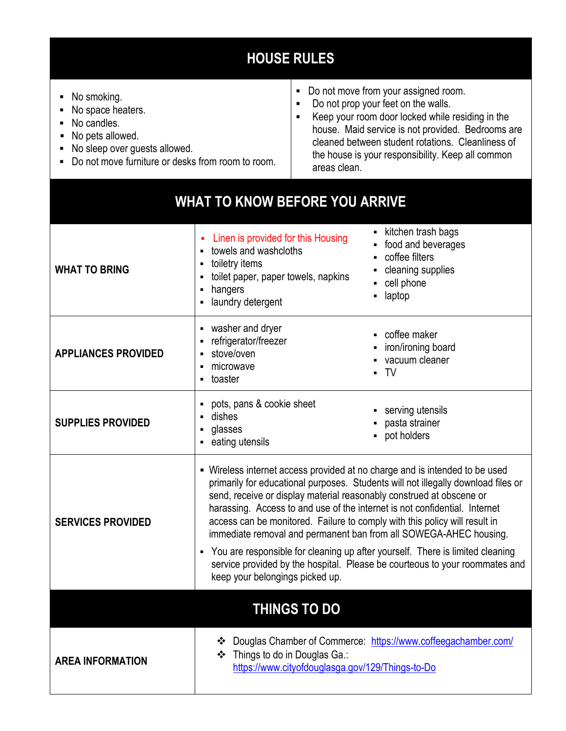## HOUSE RULES

- No smoking.
- No space heaters.
- No candles.
- No pets allowed.
- No sleep over guests allowed.
- Do not move furniture or desks from room to room.
- Do not move from your assigned room.
- Do not prop your feet on the walls.
- Keep your room door locked while residing in the house. Maid service is not provided. Bedrooms are cleaned between student rotations. Cleanliness of the house is your responsibility. Keep all common areas clean.

## WHAT TO KNOW BEFORE YOU ARRIVE

### WHAT TO BRING

- Linen is provided for this Housing
- towels and washcloths
- toiletry items
- toilet paper, paper towels, napkins
- hangers
- laundry detergent
- kitchen trash bags
- food and beverages
- coffee filters
- cleaning supplies
- cell phone
- laptop

### APPLIANCES PROVIDED

- washer and dryer
- refrigerator/freezer
- stove/oven
- microwave
- toaster
- coffee maker
- iron/ironing board
- vacuum cleaner
- TV

### SUPPLIES PROVIDED

- pots, pans & cookie sheet
- dishes
- glasses
- eating utensils
- serving utensils
- pasta strainer
- pot holders

### SERVICES PROVIDED

- Wireless internet access provided at no charge and is intended to be used primarily for educational purposes. Students will not illegally download files or send, receive or display material reasonably construed at obscene or harassing. Access to and use of the internet is not confidential. Internet access can be monitored. Failure to comply with this policy will result in immediate removal and permanent ban from all SOWEGA-AHEC housing.
- You are responsible for cleaning up after yourself. There is limited cleaning service provided by the hospital. Please be courteous to your roommates and keep your belongings picked up.

## THINGS TO DO

### AREA INFORMATION

- Douglas Chamber of Commerce: https://www.coffeegachamber.com/
- Things to do in Douglas Ga.: https://www.cityofdouglasga.gov/129/Things-to-Do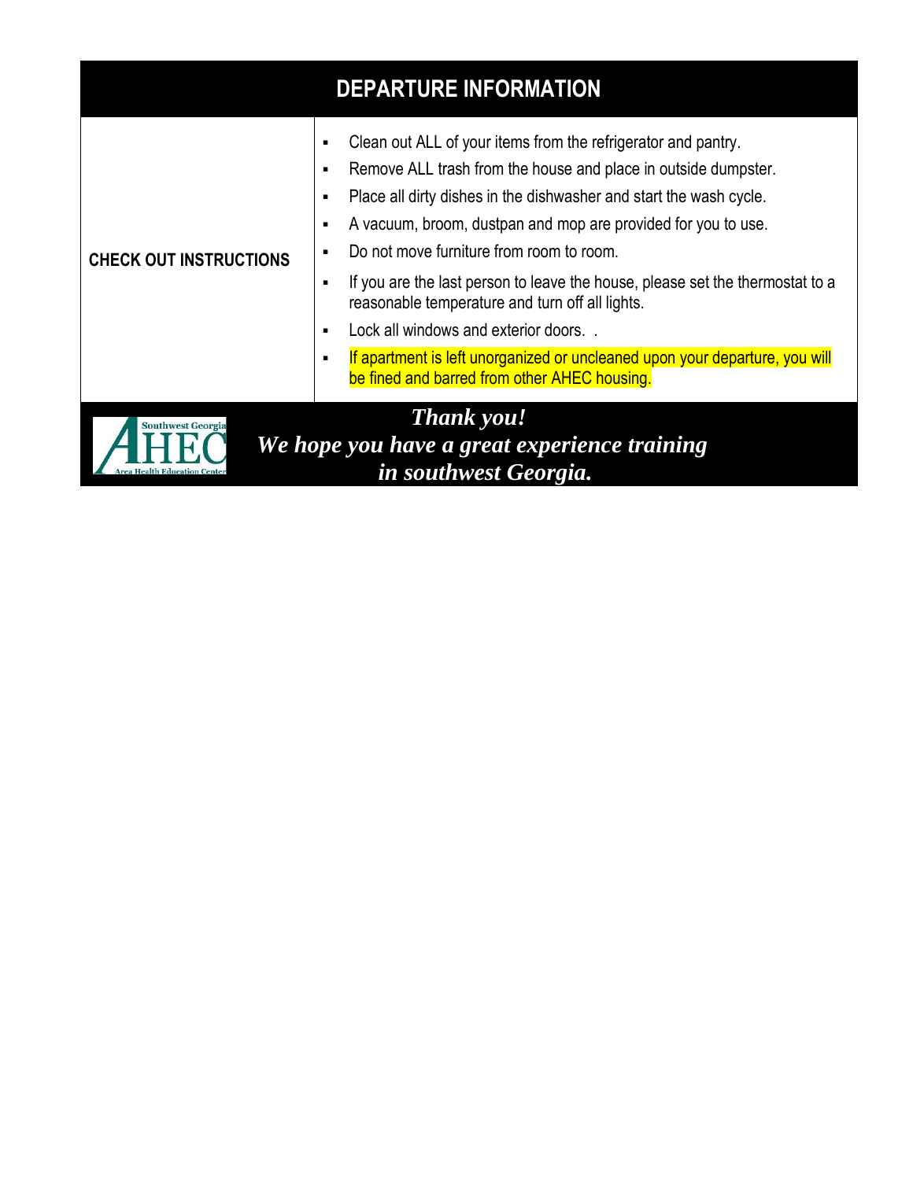## DEPARTURE INFORMATION

| | |
|---|---|
| **CHECK OUT INSTRUCTIONS** | ▪ Clean out ALL of your items from the refrigerator and pantry.<br>▪ Remove ALL trash from the house and place in outside dumpster.<br>▪ Place all dirty dishes in the dishwasher and start the wash cycle.<br>▪ A vacuum, broom, dustpan and mop are provided for you to use.<br>▪ Do not move furniture from room to room.<br>▪ If you are the last person to leave the house, please set the thermostat to a reasonable temperature and turn off all lights.<br>▪ Lock all windows and exterior doors. .<br>▪ If apartment is left unorganized or uncleaned upon your departure, you will be fined and barred from other AHEC housing. |

Southwest Georgia AHEC Area Health Education Center

***Thank you!***
***We hope you have a great experience training in southwest Georgia.***